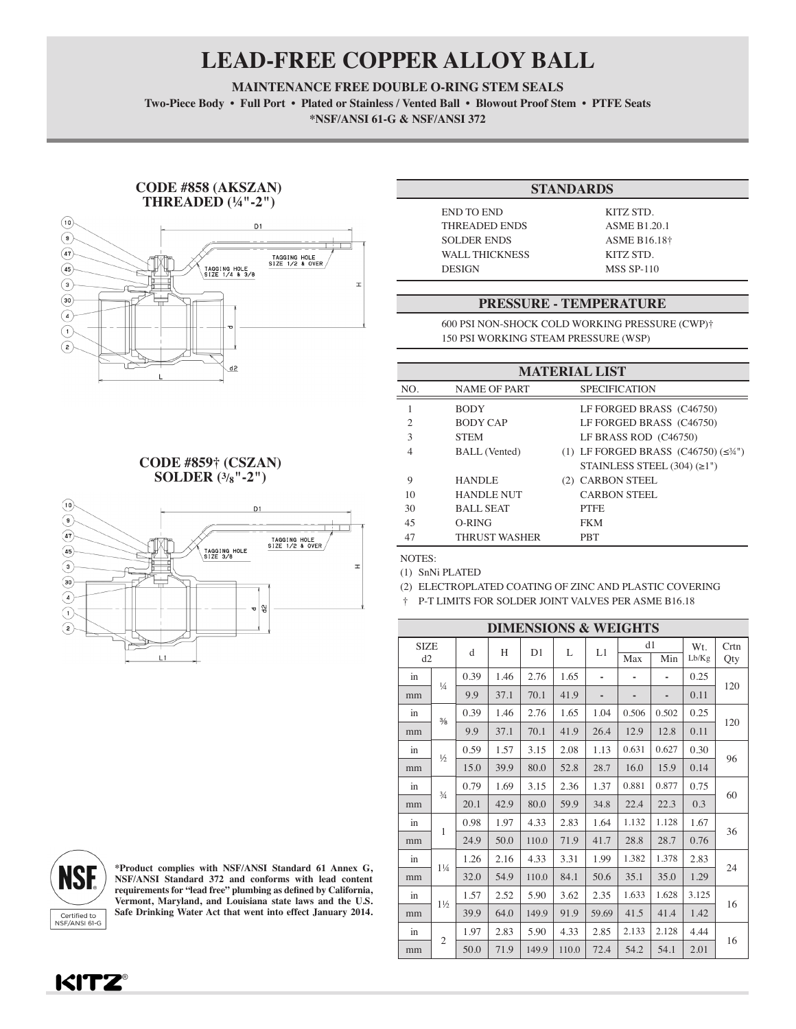# LEAD-FREE COPPER ALLOY BALL

**MAINTENANCE FREE DOUBLE O-RING STEM SEALS**

**Two-Piece Body • Full Port • Plated or Stainless / Vented Ball • Blowout Proof Stem • PTFE Seats**

**\*NSF/ANSI 61-G & NSF/ANSI 372**

## CODE #858 (AKSZAN) THREADED (¼"-2")

## CODE #859† (CSZAN) SOLDER (⅜"-2")

\*Product complies with NSF/ANSI Standard 61 Annex G, NSF/ANSI Standard 372 and conforms with lead content requirements for "lead free" plumbing as defined by California, Vermont, Maryland, and Louisiana state laws and the U.S. Safe Drinking Water Act that went into effect January 2014.

Certified to NSF/ANSI 61-G

## STANDARDS

| | |
|---|---|
| END TO END | KITZ STD. |
| THREADED ENDS | ASME B1.20.1 |
| SOLDER ENDS | ASME B16.18† |
| WALL THICKNESS | KITZ STD. |
| DESIGN | MSS SP-110 |

## PRESSURE - TEMPERATURE

600 PSI NON-SHOCK COLD WORKING PRESSURE (CWP)†

150 PSI WORKING STEAM PRESSURE (WSP)

## MATERIAL LIST

| NO. | NAME OF PART | SPECIFICATION |
|---|---|---|
| 1 | BODY | LF FORGED BRASS (C46750) |
| 2 | BODY CAP | LF FORGED BRASS (C46750) |
| 3 | STEM | LF BRASS ROD (C46750) |
| 4 | BALL (Vented) | (1) LF FORGED BRASS (C46750) (≤¾") STAINLESS STEEL (304) (≥1") |
| 9 | HANDLE | (2) CARBON STEEL |
| 10 | HANDLE NUT | CARBON STEEL |
| 30 | BALL SEAT | PTFE |
| 45 | O-RING | FKM |
| 47 | THRUST WASHER | PBT |

NOTES:

(1) SnNi PLATED

(2) ELECTROPLATED COATING OF ZINC AND PLASTIC COVERING

† P-T LIMITS FOR SOLDER JOINT VALVES PER ASME B16.18

## DIMENSIONS & WEIGHTS

| SIZE d2 | | d | H | D1 | L | L1 | d1 Max | d1 Min | Wt. Lb/Kg | Crtn Qty |
|---|---|---|---|---|---|---|---|---|---|---|
| in | ¼ | 0.39 | 1.46 | 2.76 | 1.65 | - | - | - | 0.25 | 120 |
| mm | | 9.9 | 37.1 | 70.1 | 41.9 | - | - | - | 0.11 | |
| in | ⅜ | 0.39 | 1.46 | 2.76 | 1.65 | 1.04 | 0.506 | 0.502 | 0.25 | 120 |
| mm | | 9.9 | 37.1 | 70.1 | 41.9 | 26.4 | 12.9 | 12.8 | 0.11 | |
| in | ½ | 0.59 | 1.57 | 3.15 | 2.08 | 1.13 | 0.631 | 0.627 | 0.30 | 96 |
| mm | | 15.0 | 39.9 | 80.0 | 52.8 | 28.7 | 16.0 | 15.9 | 0.14 | |
| in | ¾ | 0.79 | 1.69 | 3.15 | 2.36 | 1.37 | 0.881 | 0.877 | 0.75 | 60 |
| mm | | 20.1 | 42.9 | 80.0 | 59.9 | 34.8 | 22.4 | 22.3 | 0.3 | |
| in | 1 | 0.98 | 1.97 | 4.33 | 2.83 | 1.64 | 1.132 | 1.128 | 1.67 | 36 |
| mm | | 24.9 | 50.0 | 110.0 | 71.9 | 41.7 | 28.8 | 28.7 | 0.76 | |
| in | 1¼ | 1.26 | 2.16 | 4.33 | 3.31 | 1.99 | 1.382 | 1.378 | 2.83 | 24 |
| mm | | 32.0 | 54.9 | 110.0 | 84.1 | 50.6 | 35.1 | 35.0 | 1.29 | |
| in | 1½ | 1.57 | 2.52 | 5.90 | 3.62 | 2.35 | 1.633 | 1.628 | 3.125 | 16 |
| mm | | 39.9 | 64.0 | 149.9 | 91.9 | 59.69 | 41.5 | 41.4 | 1.42 | |
| in | 2 | 1.97 | 2.83 | 5.90 | 4.33 | 2.85 | 2.133 | 2.128 | 4.44 | 16 |
| mm | | 50.0 | 71.9 | 149.9 | 110.0 | 72.4 | 54.2 | 54.1 | 2.01 | |

KITZ®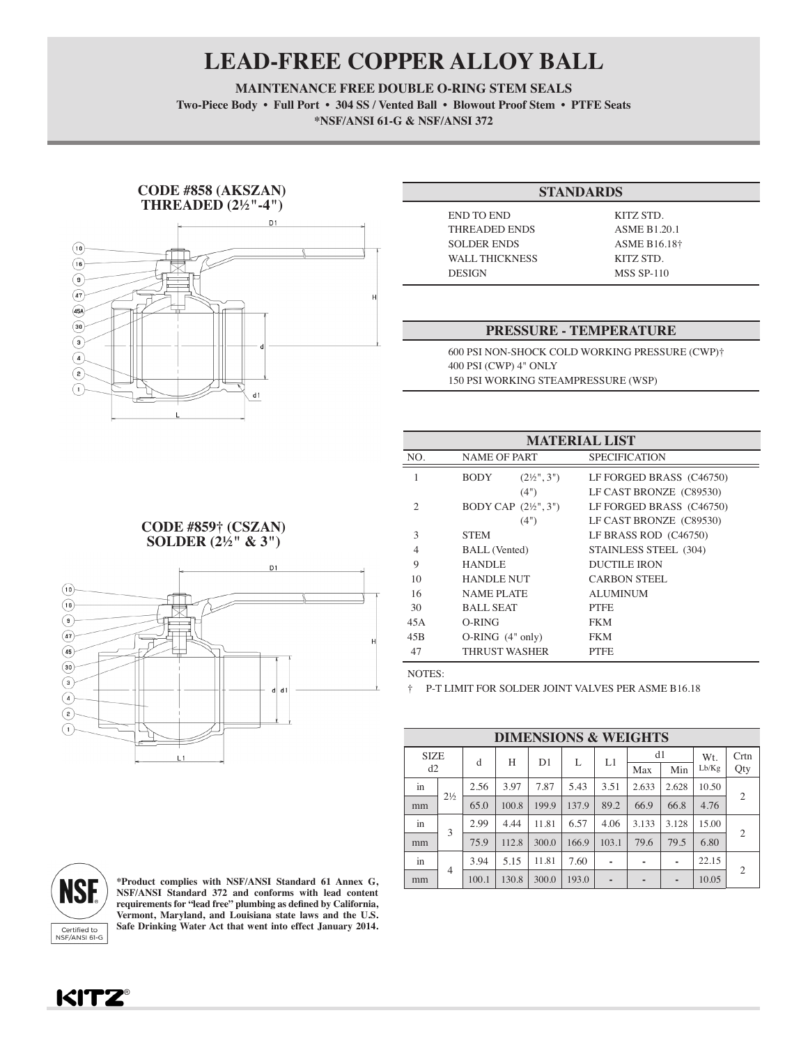# LEAD-FREE COPPER ALLOY BALL

**MAINTENANCE FREE DOUBLE O-RING STEM SEALS**

**Two-Piece Body • Full Port • 304 SS / Vented Ball • Blowout Proof Stem • PTFE Seats**

**\*NSF/ANSI 61-G & NSF/ANSI 372**

### CODE #858 (AKSZAN) THREADED (2½"-4")

### CODE #859† (CSZAN) SOLDER (2½" & 3")

## STANDARDS

| | |
|---|---|
| END TO END | KITZ STD. |
| THREADED ENDS | ASME B1.20.1 |
| SOLDER ENDS | ASME B16.18† |
| WALL THICKNESS | KITZ STD. |
| DESIGN | MSS SP-110 |

## PRESSURE - TEMPERATURE

600 PSI NON-SHOCK COLD WORKING PRESSURE (CWP)†
400 PSI (CWP) 4" ONLY
150 PSI WORKING STEAMPRESSURE (WSP)

## MATERIAL LIST

| NO. | NAME OF PART | SPECIFICATION |
|---|---|---|
| 1 | BODY (2½", 3") | LF FORGED BRASS (C46750) |
| | (4") | LF CAST BRONZE (C89530) |
| 2 | BODY CAP (2½", 3") | LF FORGED BRASS (C46750) |
| | (4") | LF CAST BRONZE (C89530) |
| 3 | STEM | LF BRASS ROD (C46750) |
| 4 | BALL (Vented) | STAINLESS STEEL (304) |
| 9 | HANDLE | DUCTILE IRON |
| 10 | HANDLE NUT | CARBON STEEL |
| 16 | NAME PLATE | ALUMINUM |
| 30 | BALL SEAT | PTFE |
| 45A | O-RING | FKM |
| 45B | O-RING (4" only) | FKM |
| 47 | THRUST WASHER | PTFE |

NOTES:

† P-T LIMIT FOR SOLDER JOINT VALVES PER ASME B16.18

## DIMENSIONS & WEIGHTS

| SIZE d2 | | d | H | D1 | L | L1 | d1 Max | d1 Min | Wt. Lb/Kg | Crtn Qty |
|---|---|---|---|---|---|---|---|---|---|---|
| in | 2½ | 2.56 | 3.97 | 7.87 | 5.43 | 3.51 | 2.633 | 2.628 | 10.50 | 2 |
| mm | | 65.0 | 100.8 | 199.9 | 137.9 | 89.2 | 66.9 | 66.8 | 4.76 | |
| in | 3 | 2.99 | 4.44 | 11.81 | 6.57 | 4.06 | 3.133 | 3.128 | 15.00 | 2 |
| mm | | 75.9 | 112.8 | 300.0 | 166.9 | 103.1 | 79.6 | 79.5 | 6.80 | |
| in | 4 | 3.94 | 5.15 | 11.81 | 7.60 | - | - | - | 22.15 | 2 |
| mm | | 100.1 | 130.8 | 300.0 | 193.0 | - | - | - | 10.05 | |

**\*Product complies with NSF/ANSI Standard 61 Annex G, NSF/ANSI Standard 372 and conforms with lead content requirements for "lead free" plumbing as defined by California, Vermont, Maryland, and Louisiana state laws and the U.S. Safe Drinking Water Act that went into effect January 2014.**

Certified to NSF/ANSI 61-G